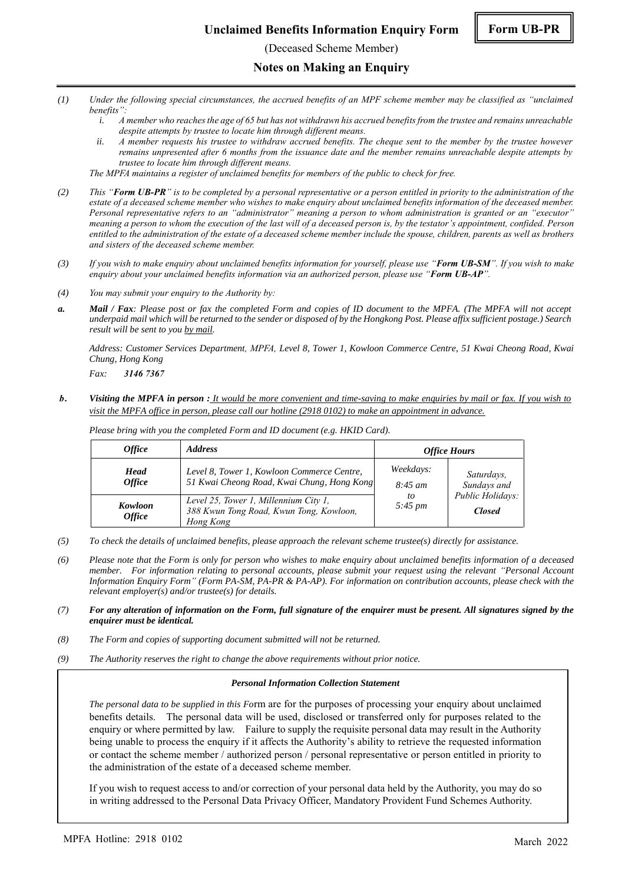# Unclaimed Benefits Information Enquiry Form

**Form UB-PR**

(Deceased Scheme Member)

## Notes on Making an Enquiry

*(1) Under the following special circumstances, the accrued benefits of an MPF scheme member may be classified as "unclaimed benefits":*

*i. A member who reaches the age of 65 but has not withdrawn his accrued benefits from the trustee and remains unreachable despite attempts by trustee to locate him through different means.*

*ii. A member requests his trustee to withdraw accrued benefits. The cheque sent to the member by the trustee however remains unpresented after 6 months from the issuance date and the member remains unreachable despite attempts by trustee to locate him through different means.*

*The MPFA maintains a register of unclaimed benefits for members of the public to check for free.*

*(2) This "**Form UB-PR**" is to be completed by a personal representative or a person entitled in priority to the administration of the estate of a deceased scheme member who wishes to make enquiry about unclaimed benefits information of the deceased member. Personal representative refers to an "administrator" meaning a person to whom administration is granted or an "executor" meaning a person to whom the execution of the last will of a deceased person is, by the testator's appointment, confided. Person entitled to the administration of the estate of a deceased scheme member include the spouse, children, parents as well as brothers and sisters of the deceased scheme member.*

*(3) If you wish to make enquiry about unclaimed benefits information for yourself, please use "**Form UB-SM**". If you wish to make enquiry about your unclaimed benefits information via an authorized person, please use "**Form UB-AP**".*

*(4) You may submit your enquiry to the Authority by:*

***a. Mail / Fax**: Please post or fax the completed Form and copies of ID document to the MPFA. (The MPFA will not accept underpaid mail which will be returned to the sender or disposed of by the Hongkong Post. Please affix sufficient postage.) Search result will be sent to you by mail.*

*Address: Customer Services Department, MPFA, Level 8, Tower 1, Kowloon Commerce Centre, 51 Kwai Cheong Road, Kwai Chung, Hong Kong*

*Fax: **3146 7367***

***b. Visiting the MPFA in person :** It would be more convenient and time-saving to make enquiries by mail or fax. If you wish to visit the MPFA office in person, please call our hotline (2918 0102) to make an appointment in advance.*

*Please bring with you the completed Form and ID document (e.g. HKID Card).*

| ***Office*** | ***Address*** | ***Office Hours*** | |
|---|---|---|---|
| ***Head Office*** | *Level 8, Tower 1, Kowloon Commerce Centre, 51 Kwai Cheong Road, Kwai Chung, Hong Kong* | *Weekdays: 8:45 am to 5:45 pm* | *Saturdays, Sundays and Public Holidays: **Closed*** |
| ***Kowloon Office*** | *Level 25, Tower 1, Millennium City 1, 388 Kwun Tong Road, Kwun Tong, Kowloon, Hong Kong* | | |

*(5) To check the details of unclaimed benefits, please approach the relevant scheme trustee(s) directly for assistance.*

*(6) Please note that the Form is only for person who wishes to make enquiry about unclaimed benefits information of a deceased member. For information relating to personal accounts, please submit your request using the relevant "Personal Account Information Enquiry Form" (Form PA-SM, PA-PR & PA-AP). For information on contribution accounts, please check with the relevant employer(s) and/or trustee(s) for details.*

***(7) For any alteration of information on the Form, full signature of the enquirer must be present. All signatures signed by the enquirer must be identical.***

*(8) The Form and copies of supporting document submitted will not be returned.*

*(9) The Authority reserves the right to change the above requirements without prior notice.*

***Personal Information Collection Statement***

*The personal data to be supplied in this Fo*rm are for the purposes of processing your enquiry about unclaimed benefits details. The personal data will be used, disclosed or transferred only for purposes related to the enquiry or where permitted by law. Failure to supply the requisite personal data may result in the Authority being unable to process the enquiry if it affects the Authority's ability to retrieve the requested information or contact the scheme member / authorized person / personal representative or person entitled in priority to the administration of the estate of a deceased scheme member.

If you wish to request access to and/or correction of your personal data held by the Authority, you may do so in writing addressed to the Personal Data Privacy Officer, Mandatory Provident Fund Schemes Authority.

MPFA Hotline: 2918 0102

March 2022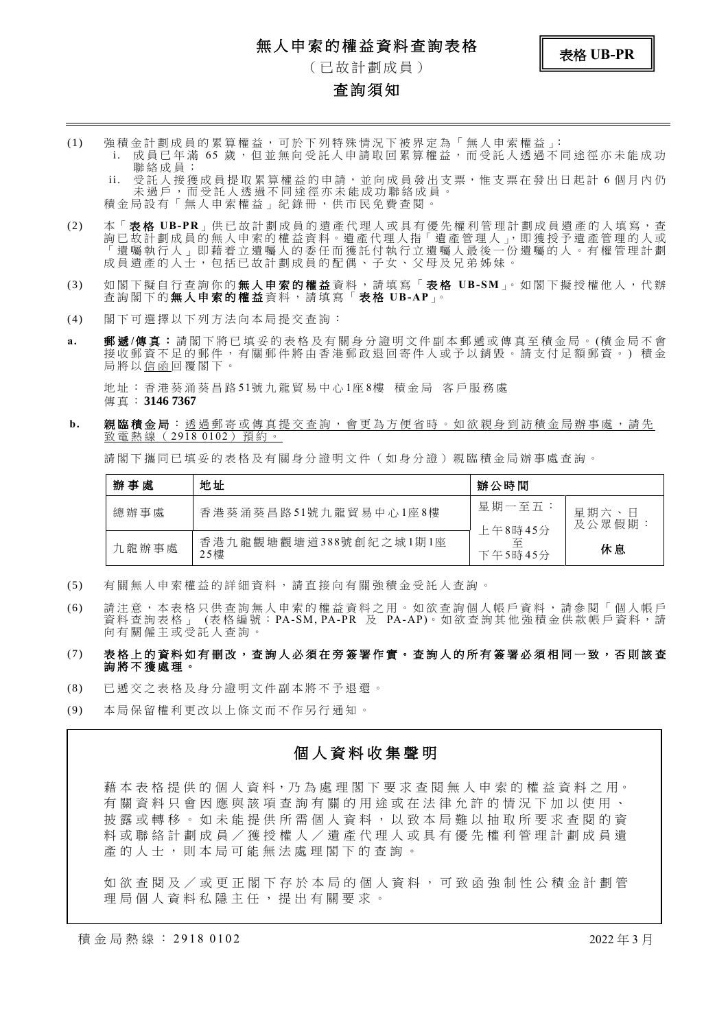# 無人申索的權益資料查詢表格

**表格 UB-PR**

（已故計劃成員）

## 查詢須知

(1) 強積金計劃成員的累算權益，可於下列特殊情況下被界定為「無人申索權益」:
  i. 成員已年滿 65 歲，但並無向受託人申請取回累算權益，而受託人透過不同途徑亦未能成功聯絡成員；
  ii. 受託人接獲成員提取累算權益的申請，並向成員發出支票，惟支票在發出日起計 6 個月內仍未過戶，而受託人透過不同途徑亦未能成功聯絡成員。

  積金局設有「無人申索權益」紀錄冊，供市民免費查閱。

(2) 本「**表格 UB-PR**」供已故計劃成員的遺產代理人或具有優先權利管理計劃成員遺產的人填寫，查詢已故計劃成員的無人申索的權益資料。遺產代理人指「遺產管理人」，即獲授予遺產管理的人或「遺囑執行人」即藉着立遺囑人的委任而獲託付執行立遺囑人最後一份遺囑的人。有權管理計劃成員遺產的人士，包括已故計劃成員的配偶、子女、父母及兄弟姊妹。

(3) 如閣下擬自行查詢你的**無人申索的權益**資料，請填寫「**表格 UB-SM**」。如閣下擬授權他人，代辦查詢閣下的**無人申索的權益**資料，請填寫「**表格 UB-AP**」。

(4) 閣下可選擇以下列方法向本局提交查詢：

**a. 郵遞/傳真**：請閣下將已填妥的表格及有關身分證明文件副本郵遞或傳真至積金局。(積金局不會接收郵資不足的郵件，有關郵件將由香港郵政退回寄件人或予以銷毀。請支付足額郵資。) 積金局將以信函回覆閣下。

地址：香港葵涌葵昌路51號九龍貿易中心1座8樓 積金局 客戶服務處
傳真：**3146 7367**

**b. 親臨積金局**：透過郵寄或傳真提交查詢，會更為方便省時。如欲親身到訪積金局辦事處，請先致電熱線（2918 0102）預約。

請閣下攜同已填妥的表格及有關身分證明文件（如身分證）親臨積金局辦事處查詢。

| 辦事處 | 地址 | 辦公時間 | |
|---|---|---|---|
| 總辦事處 | 香港葵涌葵昌路51號九龍貿易中心1座8樓 | 星期一至五：<br>上午8時45分<br>至<br>下午5時45分 | 星期六、日及公眾假期：<br>**休息** |
| 九龍辦事處 | 香港九龍觀塘觀塘道388號創紀之城1期1座25樓 | | |

(5) 有關無人申索權益的詳細資料，請直接向有關強積金受託人查詢。

(6) 請注意，本表格只供查詢無人申索的權益資料之用。如欲查詢個人帳戶資料，請參閱「個人帳戶資料查詢表格」(表格編號：PA-SM, PA-PR 及 PA-AP)。如欲查詢其他強積金供款帳戶資料，請向有關僱主或受託人查詢。

(7) **表格上的資料如有刪改，查詢人必須在旁簽署作實。查詢人的所有簽署必須相同一致，否則該查詢將不獲處理。**

(8) 已遞交之表格及身分證明文件副本將不予退還。

(9) 本局保留權利更改以上條文而不作另行通知。

## 個人資料收集聲明

藉本表格提供的個人資料，乃為處理閣下要求查閱無人申索的權益資料之用。有關資料只會因應與該項查詢有關的用途或在法律允許的情況下加以使用、披露或轉移。如未能提供所需個人資料，以致本局難以抽取所要求查閱的資料或聯絡計劃成員／獲授權人／遺產代理人或具有優先權利管理計劃成員遺產的人士，則本局可能無法處理閣下的查詢。

如欲查閱及／或更正閣下存於本局的個人資料，可致函強制性公積金計劃管理局個人資料私隱主任，提出有關要求。

積金局熱線：2918 0102

2022 年 3 月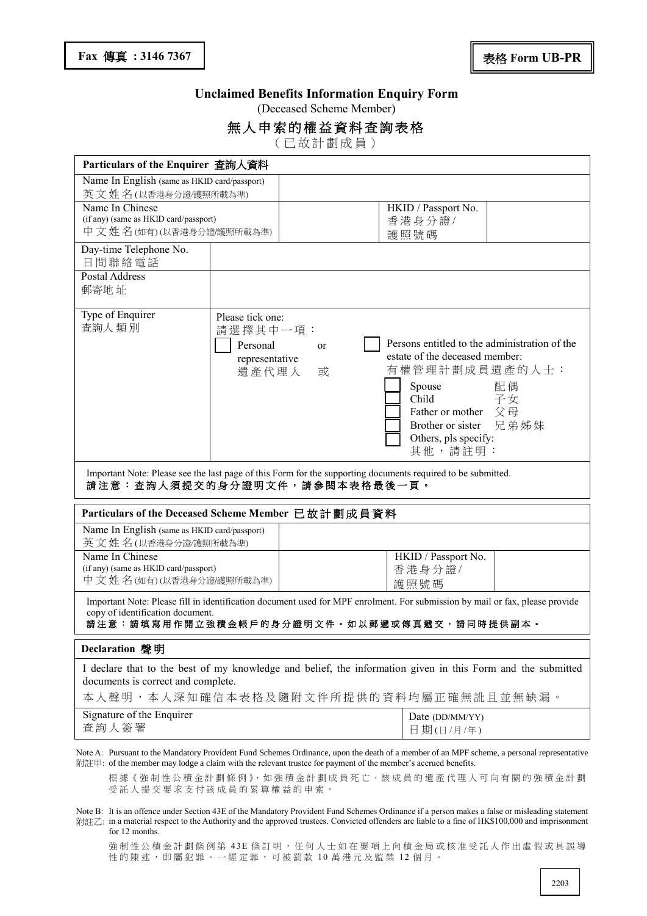**Fax 傳真 ：3146 7367**

**表格 Form UB-PR**

## Unclaimed Benefits Information Enquiry Form

(Deceased Scheme Member)

## 無人申索的權益資料查詢表格

（已故計劃成員）

| **Particulars of the Enquirer 查詢人資料** | | | |
|---|---|---|---|
| Name In English (same as HKID card/passport) 英文姓名(以香港身分證/護照所載為準) | | | |
| Name In Chinese (if any) (same as HKID card/passport) 中文姓名(如有) (以香港身分證/護照所載為準) | | HKID / Passport No. 香港身分證/護照號碼 | |
| Day-time Telephone No. 日間聯絡電話 | | | |
| Postal Address 郵寄地址 | | | |
| Type of Enquirer 查詢人類別 | Please tick one: 請選擇其中一項：<br>☐ Personal representative 遺產代理人 or 或<br>☐ Persons entitled to the administration of the estate of the deceased member: 有權管理計劃成員遺產的人士：<br>☐ Spouse 配偶<br>☐ Child 子女<br>☐ Father or mother 父母<br>☐ Brother or sister 兄弟姊妹<br>☐ Others, pls specify: 其他，請註明： | | |

Important Note: Please see the last page of this Form for the supporting documents required to be submitted.
**請注意：查詢人須提交的身分證明文件，請參閱本表格最後一頁。**

| **Particulars of the Deceased Scheme Member 已故計劃成員資料** | | | |
|---|---|---|---|
| Name In English (same as HKID card/passport) 英文姓名(以香港身分證/護照所載為準) | | | |
| Name In Chinese (if any) (same as HKID card/passport) 中文姓名(如有) (以香港身分證/護照所載為準) | | HKID / Passport No. 香港身分證/護照號碼 | |

Important Note: Please fill in identification document used for MPF enrolment. For submission by mail or fax, please provide copy of identification document.
**請注意：請填寫用作開立強積金帳戶的身分證明文件。如以郵遞或傳真遞交，請同時提供副本。**

**Declaration 聲明**

I declare that to the best of my knowledge and belief, the information given in this Form and the submitted documents is correct and complete.

本人聲明，本人深知確信本表格及隨附文件所提供的資料均屬正確無訛且並無缺漏。

| Signature of the Enquirer 查詢人簽署 | Date (DD/MM/YY) 日期(日/月/年) |
|---|---|

Note A: Pursuant to the Mandatory Provident Fund Schemes Ordinance, upon the death of a member of an MPF scheme, a personal representative of the member may lodge a claim with the relevant trustee for payment of the member's accrued benefits.

附註甲: 根據《強制性公積金計劃條例》，如強積金計劃成員死亡，該成員的遺產代理人可向有關的強積金計劃受託人提交要求支付該成員的累算權益的申索。

Note B: It is an offence under Section 43E of the Mandatory Provident Fund Schemes Ordinance if a person makes a false or misleading statement in a material respect to the Authority and the approved trustees. Convicted offenders are liable to a fine of HK$100,000 and imprisonment for 12 months.

附註乙: 強制性公積金計劃條例第43E條訂明，任何人士如在要項上向積金局或核准受託人作出虛假或具誤導性的陳述，即屬犯罪。一經定罪，可被罰款10萬港元及監禁12個月。

2203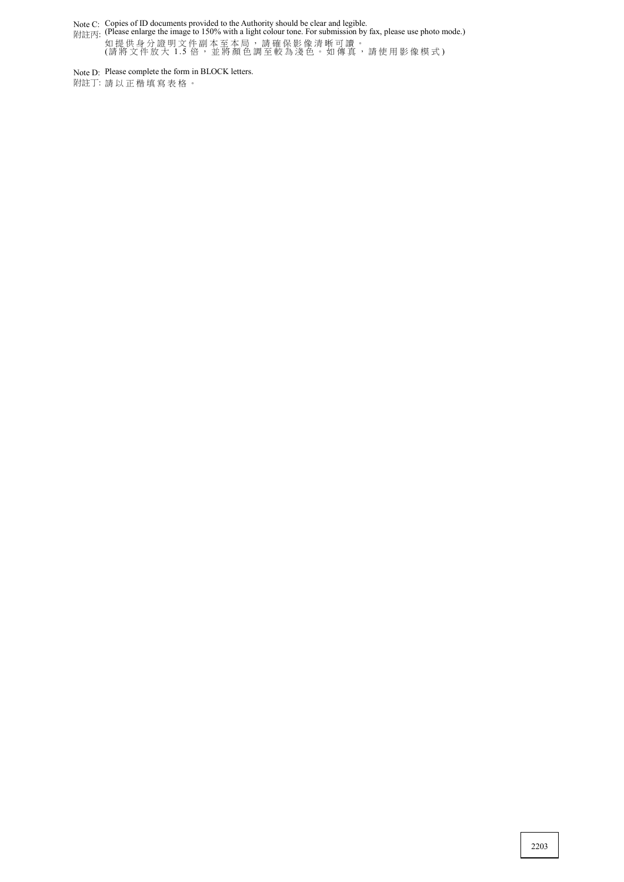Note C: Copies of ID documents provided to the Authority should be clear and legible.
(Please enlarge the image to 150% with a light colour tone. For submission by fax, please use photo mode.)

附註丙: 如提供身分證明文件副本至本局，請確保影像清晰可讀。
(請將文件放大 1.5 倍，並將顏色調至較為淺色。如傳真，請使用影像模式)

Note D: Please complete the form in BLOCK letters.

附註丁: 請以正楷填寫表格。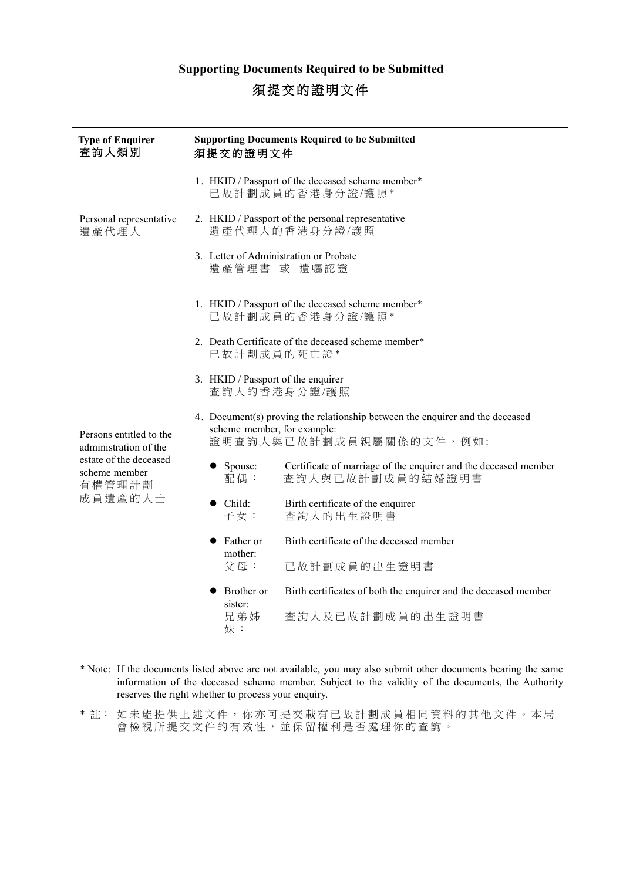# Supporting Documents Required to be Submitted

# 須提交的證明文件

| **Type of Enquirer**<br>**查詢人類別** | **Supporting Documents Required to be Submitted**<br>**須提交的證明文件** |
|---|---|
| Personal representative<br>遺產代理人 | 1. HKID / Passport of the deceased scheme member*<br>已故計劃成員的香港身分證/護照*<br><br>2. HKID / Passport of the personal representative<br>遺產代理人的香港身分證/護照<br><br>3. Letter of Administration or Probate<br>遺產管理書 或 遺囑認證 |
| Persons entitled to the administration of the estate of the deceased scheme member<br>有權管理計劃成員遺產的人士 | 1. HKID / Passport of the deceased scheme member*<br>已故計劃成員的香港身分證/護照*<br><br>2. Death Certificate of the deceased scheme member*<br>已故計劃成員的死亡證*<br><br>3. HKID / Passport of the enquirer<br>查詢人的香港身分證/護照<br><br>4. Document(s) proving the relationship between the enquirer and the deceased scheme member, for example:<br>證明查詢人與已故計劃成員親屬關係的文件，例如:<br><br>● Spouse: 配偶： Certificate of marriage of the enquirer and the deceased member 查詢人與已故計劃成員的結婚證明書<br><br>● Child: 子女： Birth certificate of the enquirer 查詢人的出生證明書<br><br>● Father or mother: 父母： Birth certificate of the deceased member 已故計劃成員的出生證明書<br><br>● Brother or sister: 兄弟姊妹： Birth certificates of both the enquirer and the deceased member 查詢人及已故計劃成員的出生證明書 |

\* Note: If the documents listed above are not available, you may also submit other documents bearing the same information of the deceased scheme member. Subject to the validity of the documents, the Authority reserves the right whether to process your enquiry.

\* 註： 如未能提供上述文件，你亦可提交載有已故計劃成員相同資料的其他文件。本局會檢視所提交文件的有效性，並保留權利是否處理你的查詢。